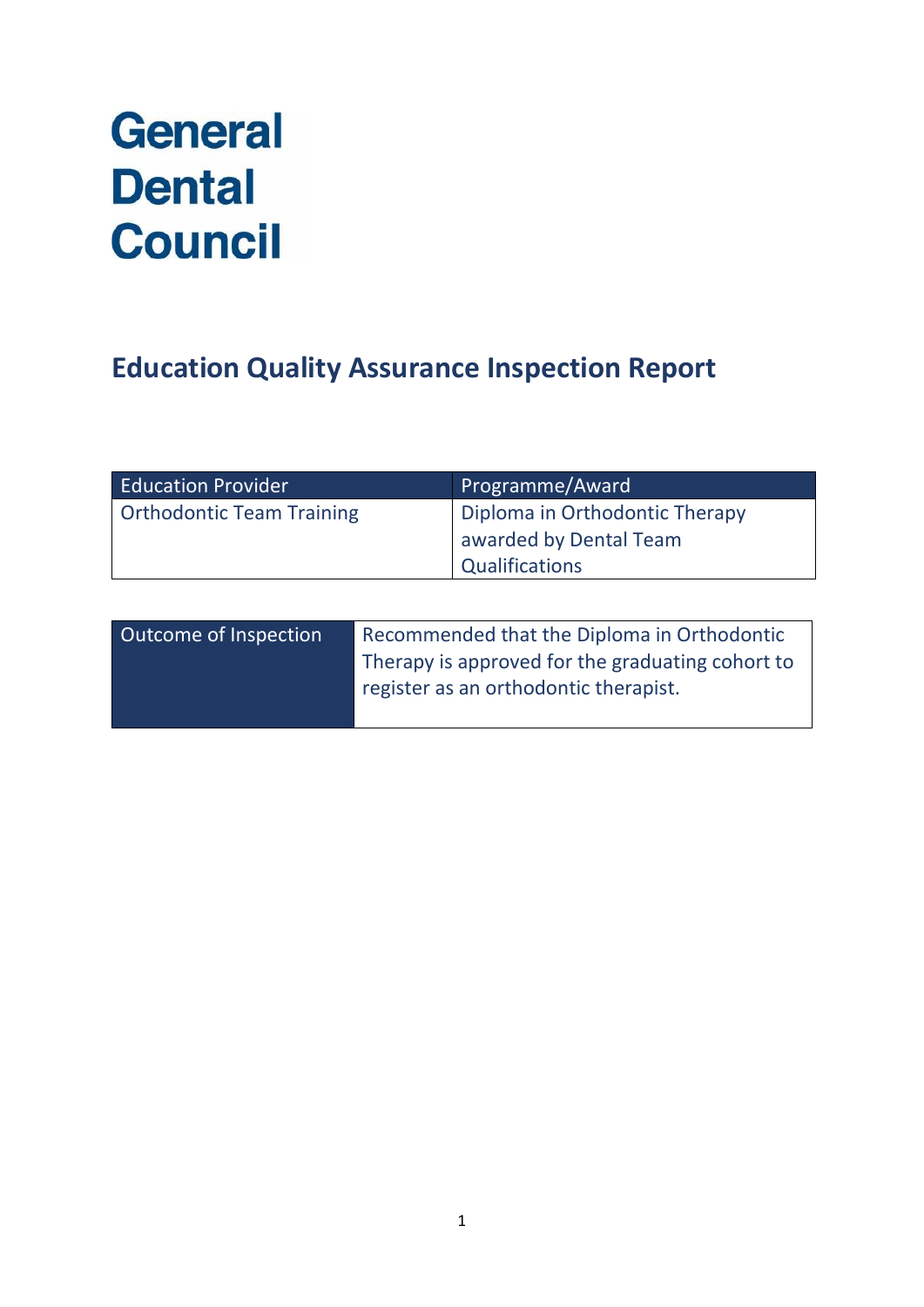# General Dental Council

## Education Quality Assurance Inspection Report

| Education Provider | Programme/Award |
|---|---|
| Orthodontic Team Training | Diploma in Orthodontic Therapy awarded by Dental Team Qualifications |

| Outcome of Inspection | Recommended that the Diploma in Orthodontic Therapy is approved for the graduating cohort to register as an orthodontic therapist. |
|---|---|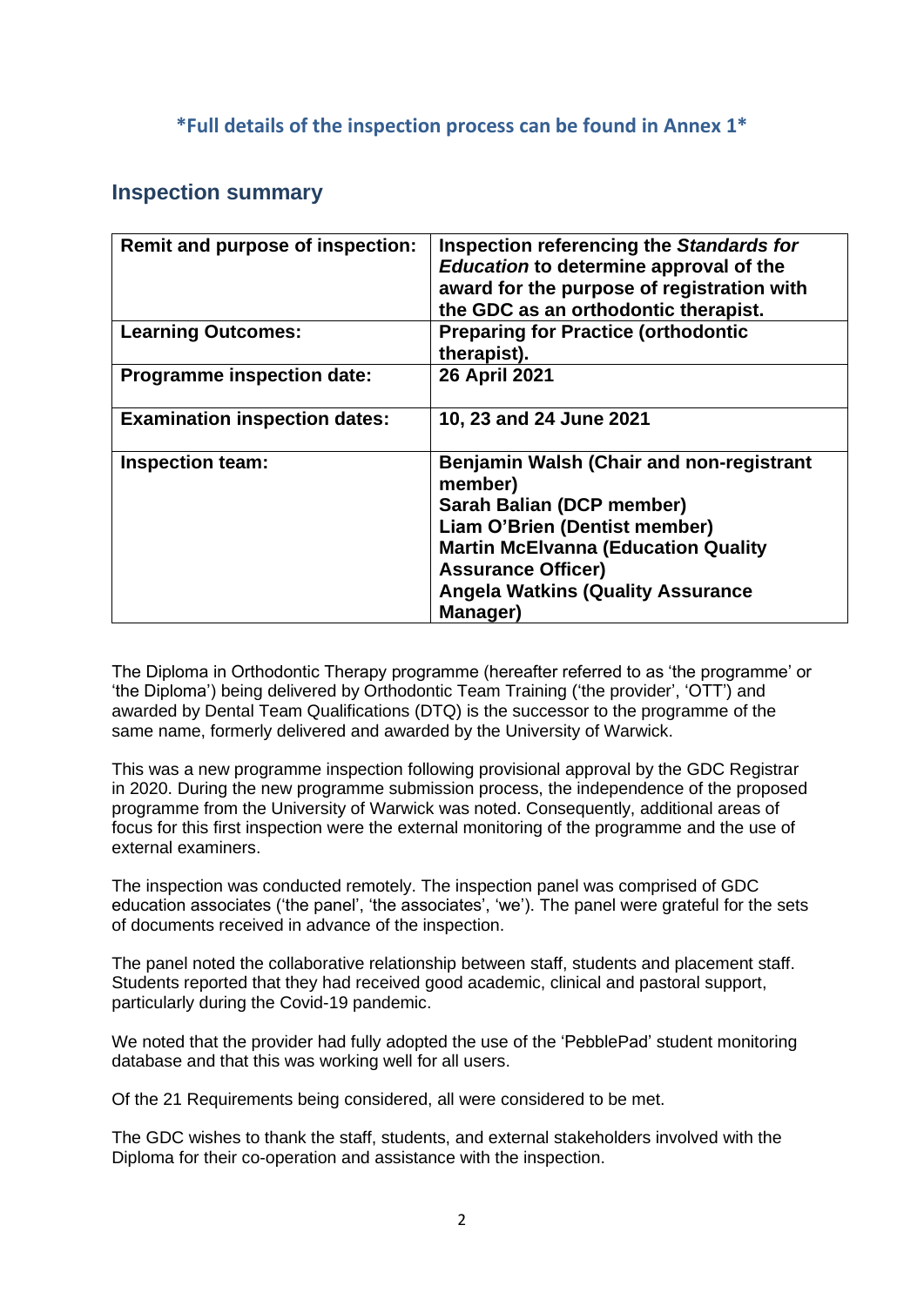**\*Full details of the inspection process can be found in Annex 1\***

## Inspection summary

| Remit and purpose of inspection: | Inspection referencing the *Standards for Education* to determine approval of the award for the purpose of registration with the GDC as an orthodontic therapist. |
|---|---|
| **Learning Outcomes:** | **Preparing for Practice (orthodontic therapist).** |
| **Programme inspection date:** | **26 April 2021** |
| **Examination inspection dates:** | **10, 23 and 24 June 2021** |
| **Inspection team:** | **Benjamin Walsh (Chair and non-registrant member)**<br>**Sarah Balian (DCP member)**<br>**Liam O'Brien (Dentist member)**<br>**Martin McElvanna (Education Quality Assurance Officer)**<br>**Angela Watkins (Quality Assurance Manager)** |

The Diploma in Orthodontic Therapy programme (hereafter referred to as 'the programme' or 'the Diploma') being delivered by Orthodontic Team Training ('the provider', 'OTT') and awarded by Dental Team Qualifications (DTQ) is the successor to the programme of the same name, formerly delivered and awarded by the University of Warwick.

This was a new programme inspection following provisional approval by the GDC Registrar in 2020. During the new programme submission process, the independence of the proposed programme from the University of Warwick was noted. Consequently, additional areas of focus for this first inspection were the external monitoring of the programme and the use of external examiners.

The inspection was conducted remotely. The inspection panel was comprised of GDC education associates ('the panel', 'the associates', 'we'). The panel were grateful for the sets of documents received in advance of the inspection.

The panel noted the collaborative relationship between staff, students and placement staff. Students reported that they had received good academic, clinical and pastoral support, particularly during the Covid-19 pandemic.

We noted that the provider had fully adopted the use of the 'PebblePad' student monitoring database and that this was working well for all users.

Of the 21 Requirements being considered, all were considered to be met.

The GDC wishes to thank the staff, students, and external stakeholders involved with the Diploma for their co-operation and assistance with the inspection.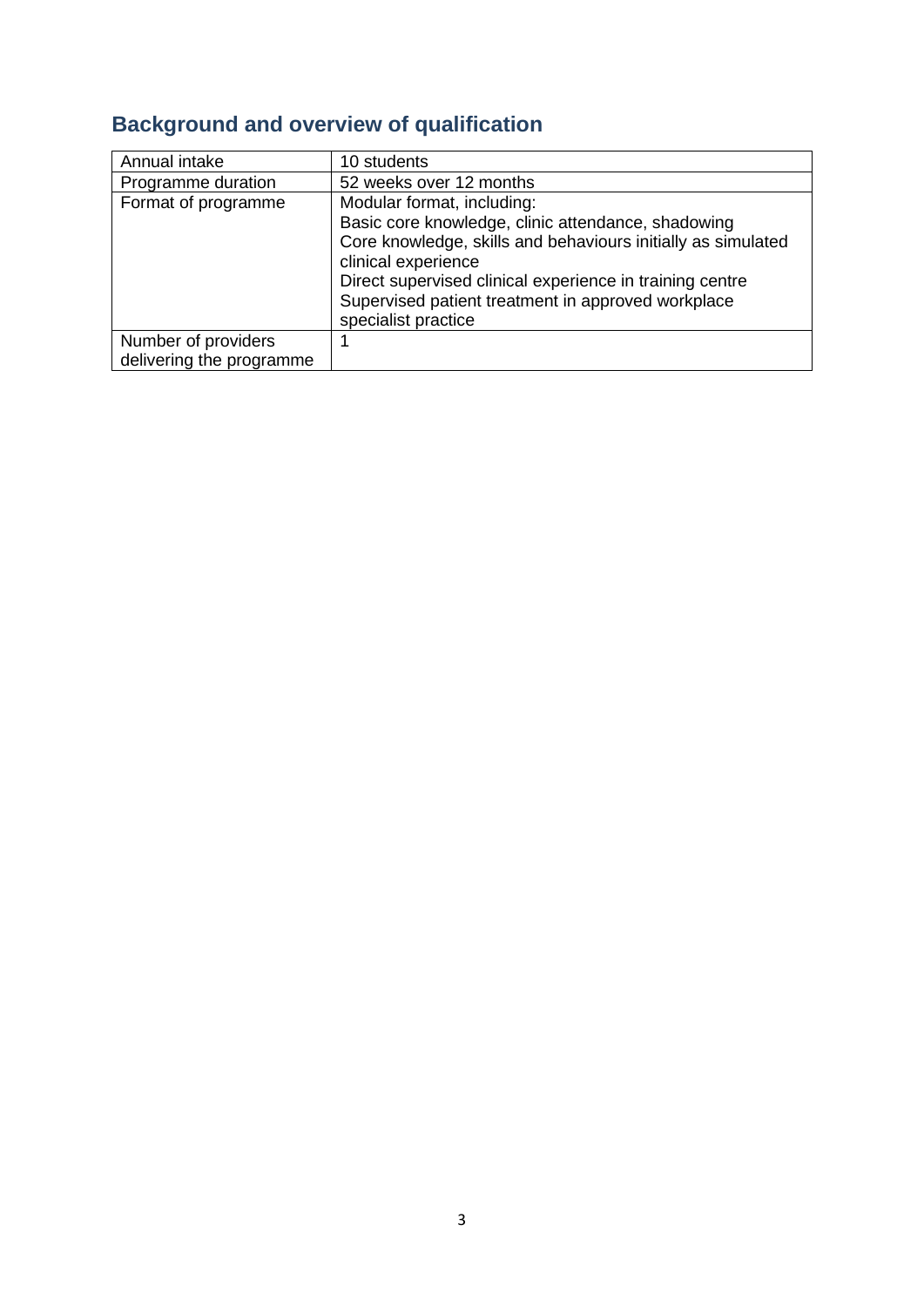## Background and overview of qualification

| | |
|---|---|
| Annual intake | 10 students |
| Programme duration | 52 weeks over 12 months |
| Format of programme | Modular format, including:<br>Basic core knowledge, clinic attendance, shadowing<br>Core knowledge, skills and behaviours initially as simulated clinical experience<br>Direct supervised clinical experience in training centre<br>Supervised patient treatment in approved workplace specialist practice |
| Number of providers delivering the programme | 1 |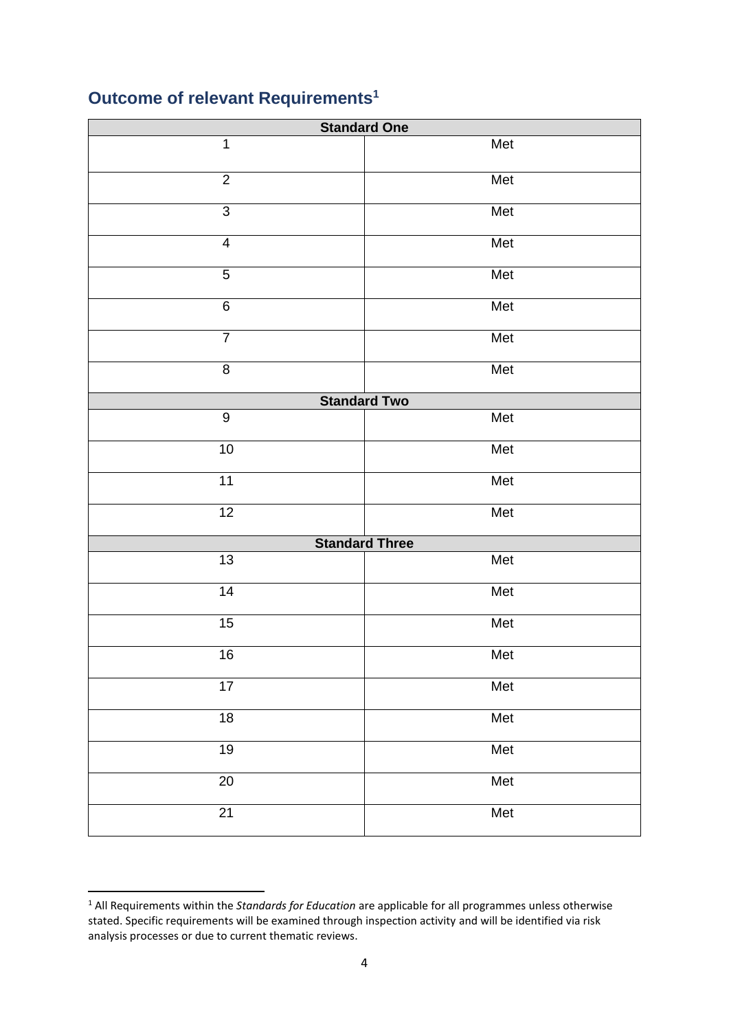## Outcome of relevant Requirements[1]

| Standard One | |
|---|---|
| 1 | Met |
| 2 | Met |
| 3 | Met |
| 4 | Met |
| 5 | Met |
| 6 | Met |
| 7 | Met |
| 8 | Met |
| **Standard Two** | |
| 9 | Met |
| 10 | Met |
| 11 | Met |
| 12 | Met |
| **Standard Three** | |
| 13 | Met |
| 14 | Met |
| 15 | Met |
| 16 | Met |
| 17 | Met |
| 18 | Met |
| 19 | Met |
| 20 | Met |
| 21 | Met |

[1] All Requirements within the *Standards for Education* are applicable for all programmes unless otherwise stated. Specific requirements will be examined through inspection activity and will be identified via risk analysis processes or due to current thematic reviews.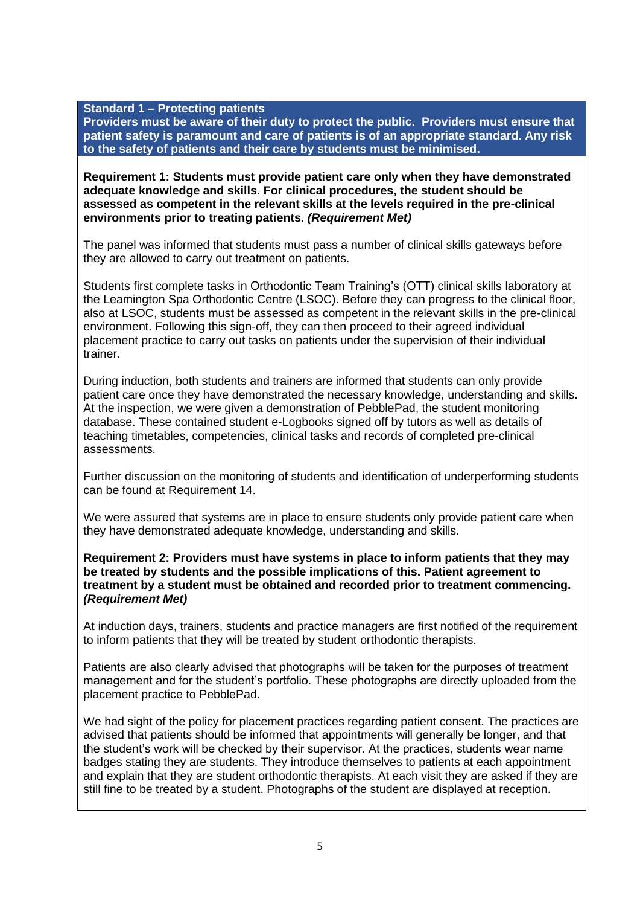**Standard 1 – Protecting patients**

**Providers must be aware of their duty to protect the public. Providers must ensure that patient safety is paramount and care of patients is of an appropriate standard. Any risk to the safety of patients and their care by students must be minimised.**

**Requirement 1: Students must provide patient care only when they have demonstrated adequate knowledge and skills. For clinical procedures, the student should be assessed as competent in the relevant skills at the levels required in the pre-clinical environments prior to treating patients. *(Requirement Met)***

The panel was informed that students must pass a number of clinical skills gateways before they are allowed to carry out treatment on patients.

Students first complete tasks in Orthodontic Team Training's (OTT) clinical skills laboratory at the Leamington Spa Orthodontic Centre (LSOC). Before they can progress to the clinical floor, also at LSOC, students must be assessed as competent in the relevant skills in the pre-clinical environment. Following this sign-off, they can then proceed to their agreed individual placement practice to carry out tasks on patients under the supervision of their individual trainer.

During induction, both students and trainers are informed that students can only provide patient care once they have demonstrated the necessary knowledge, understanding and skills. At the inspection, we were given a demonstration of PebblePad, the student monitoring database. These contained student e-Logbooks signed off by tutors as well as details of teaching timetables, competencies, clinical tasks and records of completed pre-clinical assessments.

Further discussion on the monitoring of students and identification of underperforming students can be found at Requirement 14.

We were assured that systems are in place to ensure students only provide patient care when they have demonstrated adequate knowledge, understanding and skills.

**Requirement 2: Providers must have systems in place to inform patients that they may be treated by students and the possible implications of this. Patient agreement to treatment by a student must be obtained and recorded prior to treatment commencing. *(Requirement Met)***

At induction days, trainers, students and practice managers are first notified of the requirement to inform patients that they will be treated by student orthodontic therapists.

Patients are also clearly advised that photographs will be taken for the purposes of treatment management and for the student's portfolio. These photographs are directly uploaded from the placement practice to PebblePad.

We had sight of the policy for placement practices regarding patient consent. The practices are advised that patients should be informed that appointments will generally be longer, and that the student's work will be checked by their supervisor. At the practices, students wear name badges stating they are students. They introduce themselves to patients at each appointment and explain that they are student orthodontic therapists. At each visit they are asked if they are still fine to be treated by a student. Photographs of the student are displayed at reception.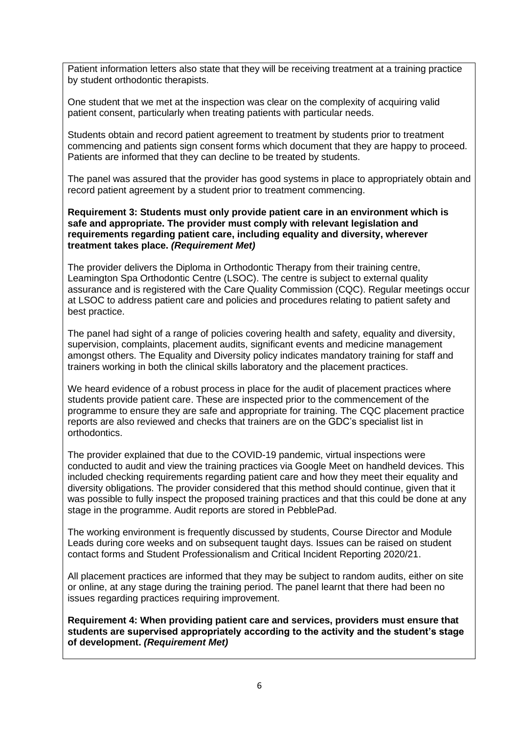Patient information letters also state that they will be receiving treatment at a training practice by student orthodontic therapists.

One student that we met at the inspection was clear on the complexity of acquiring valid patient consent, particularly when treating patients with particular needs.

Students obtain and record patient agreement to treatment by students prior to treatment commencing and patients sign consent forms which document that they are happy to proceed. Patients are informed that they can decline to be treated by students.

The panel was assured that the provider has good systems in place to appropriately obtain and record patient agreement by a student prior to treatment commencing.

**Requirement 3: Students must only provide patient care in an environment which is safe and appropriate. The provider must comply with relevant legislation and requirements regarding patient care, including equality and diversity, wherever treatment takes place. *(Requirement Met)***

The provider delivers the Diploma in Orthodontic Therapy from their training centre, Leamington Spa Orthodontic Centre (LSOC). The centre is subject to external quality assurance and is registered with the Care Quality Commission (CQC). Regular meetings occur at LSOC to address patient care and policies and procedures relating to patient safety and best practice.

The panel had sight of a range of policies covering health and safety, equality and diversity, supervision, complaints, placement audits, significant events and medicine management amongst others. The Equality and Diversity policy indicates mandatory training for staff and trainers working in both the clinical skills laboratory and the placement practices.

We heard evidence of a robust process in place for the audit of placement practices where students provide patient care. These are inspected prior to the commencement of the programme to ensure they are safe and appropriate for training. The CQC placement practice reports are also reviewed and checks that trainers are on the GDC's specialist list in orthodontics.

The provider explained that due to the COVID-19 pandemic, virtual inspections were conducted to audit and view the training practices via Google Meet on handheld devices. This included checking requirements regarding patient care and how they meet their equality and diversity obligations. The provider considered that this method should continue, given that it was possible to fully inspect the proposed training practices and that this could be done at any stage in the programme. Audit reports are stored in PebblePad.

The working environment is frequently discussed by students, Course Director and Module Leads during core weeks and on subsequent taught days. Issues can be raised on student contact forms and Student Professionalism and Critical Incident Reporting 2020/21.

All placement practices are informed that they may be subject to random audits, either on site or online, at any stage during the training period. The panel learnt that there had been no issues regarding practices requiring improvement.

**Requirement 4: When providing patient care and services, providers must ensure that students are supervised appropriately according to the activity and the student's stage of development. *(Requirement Met)***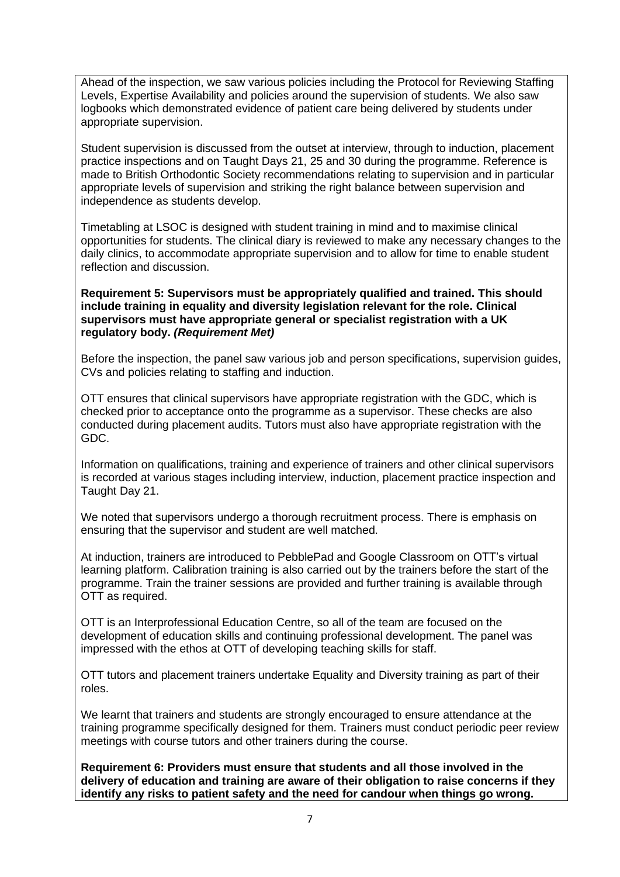Ahead of the inspection, we saw various policies including the Protocol for Reviewing Staffing Levels, Expertise Availability and policies around the supervision of students. We also saw logbooks which demonstrated evidence of patient care being delivered by students under appropriate supervision.

Student supervision is discussed from the outset at interview, through to induction, placement practice inspections and on Taught Days 21, 25 and 30 during the programme. Reference is made to British Orthodontic Society recommendations relating to supervision and in particular appropriate levels of supervision and striking the right balance between supervision and independence as students develop.

Timetabling at LSOC is designed with student training in mind and to maximise clinical opportunities for students. The clinical diary is reviewed to make any necessary changes to the daily clinics, to accommodate appropriate supervision and to allow for time to enable student reflection and discussion.

**Requirement 5: Supervisors must be appropriately qualified and trained. This should include training in equality and diversity legislation relevant for the role. Clinical supervisors must have appropriate general or specialist registration with a UK regulatory body. *(Requirement Met)***

Before the inspection, the panel saw various job and person specifications, supervision guides, CVs and policies relating to staffing and induction.

OTT ensures that clinical supervisors have appropriate registration with the GDC, which is checked prior to acceptance onto the programme as a supervisor. These checks are also conducted during placement audits. Tutors must also have appropriate registration with the GDC.

Information on qualifications, training and experience of trainers and other clinical supervisors is recorded at various stages including interview, induction, placement practice inspection and Taught Day 21.

We noted that supervisors undergo a thorough recruitment process. There is emphasis on ensuring that the supervisor and student are well matched.

At induction, trainers are introduced to PebblePad and Google Classroom on OTT's virtual learning platform. Calibration training is also carried out by the trainers before the start of the programme. Train the trainer sessions are provided and further training is available through OTT as required.

OTT is an Interprofessional Education Centre, so all of the team are focused on the development of education skills and continuing professional development. The panel was impressed with the ethos at OTT of developing teaching skills for staff.

OTT tutors and placement trainers undertake Equality and Diversity training as part of their roles.

We learnt that trainers and students are strongly encouraged to ensure attendance at the training programme specifically designed for them. Trainers must conduct periodic peer review meetings with course tutors and other trainers during the course.

**Requirement 6: Providers must ensure that students and all those involved in the delivery of education and training are aware of their obligation to raise concerns if they identify any risks to patient safety and the need for candour when things go wrong.**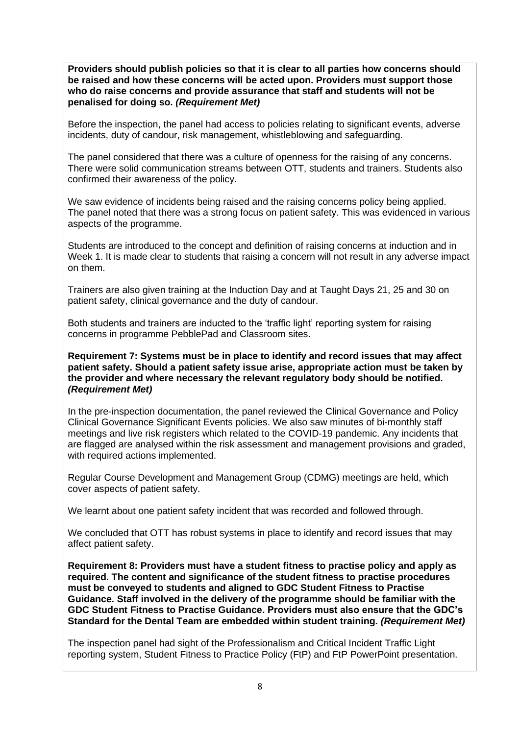**Providers should publish policies so that it is clear to all parties how concerns should be raised and how these concerns will be acted upon. Providers must support those who do raise concerns and provide assurance that staff and students will not be penalised for doing so.** ***(Requirement Met)***

Before the inspection, the panel had access to policies relating to significant events, adverse incidents, duty of candour, risk management, whistleblowing and safeguarding.

The panel considered that there was a culture of openness for the raising of any concerns. There were solid communication streams between OTT, students and trainers. Students also confirmed their awareness of the policy.

We saw evidence of incidents being raised and the raising concerns policy being applied. The panel noted that there was a strong focus on patient safety. This was evidenced in various aspects of the programme.

Students are introduced to the concept and definition of raising concerns at induction and in Week 1. It is made clear to students that raising a concern will not result in any adverse impact on them.

Trainers are also given training at the Induction Day and at Taught Days 21, 25 and 30 on patient safety, clinical governance and the duty of candour.

Both students and trainers are inducted to the 'traffic light' reporting system for raising concerns in programme PebblePad and Classroom sites.

**Requirement 7: Systems must be in place to identify and record issues that may affect patient safety. Should a patient safety issue arise, appropriate action must be taken by the provider and where necessary the relevant regulatory body should be notified.** ***(Requirement Met)***

In the pre-inspection documentation, the panel reviewed the Clinical Governance and Policy Clinical Governance Significant Events policies. We also saw minutes of bi-monthly staff meetings and live risk registers which related to the COVID-19 pandemic. Any incidents that are flagged are analysed within the risk assessment and management provisions and graded, with required actions implemented.

Regular Course Development and Management Group (CDMG) meetings are held, which cover aspects of patient safety.

We learnt about one patient safety incident that was recorded and followed through.

We concluded that OTT has robust systems in place to identify and record issues that may affect patient safety.

**Requirement 8: Providers must have a student fitness to practise policy and apply as required. The content and significance of the student fitness to practise procedures must be conveyed to students and aligned to GDC Student Fitness to Practise Guidance. Staff involved in the delivery of the programme should be familiar with the GDC Student Fitness to Practise Guidance. Providers must also ensure that the GDC's Standard for the Dental Team are embedded within student training.** ***(Requirement Met)***

The inspection panel had sight of the Professionalism and Critical Incident Traffic Light reporting system, Student Fitness to Practice Policy (FtP) and FtP PowerPoint presentation.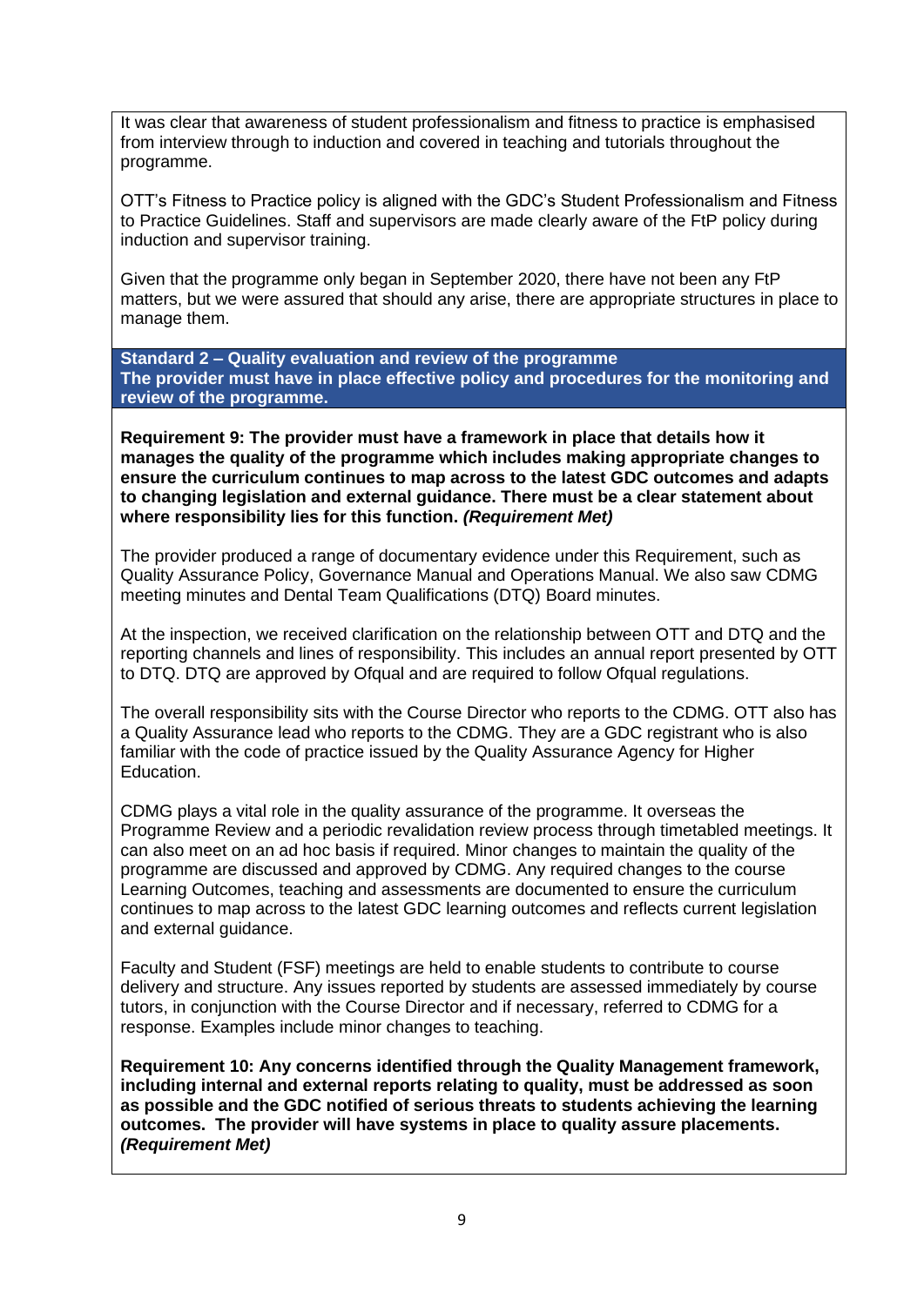It was clear that awareness of student professionalism and fitness to practice is emphasised from interview through to induction and covered in teaching and tutorials throughout the programme.

OTT's Fitness to Practice policy is aligned with the GDC's Student Professionalism and Fitness to Practice Guidelines. Staff and supervisors are made clearly aware of the FtP policy during induction and supervisor training.

Given that the programme only began in September 2020, there have not been any FtP matters, but we were assured that should any arise, there are appropriate structures in place to manage them.

**Standard 2 – Quality evaluation and review of the programme**
**The provider must have in place effective policy and procedures for the monitoring and review of the programme.**

**Requirement 9: The provider must have a framework in place that details how it manages the quality of the programme which includes making appropriate changes to ensure the curriculum continues to map across to the latest GDC outcomes and adapts to changing legislation and external guidance. There must be a clear statement about where responsibility lies for this function. *(Requirement Met)***

The provider produced a range of documentary evidence under this Requirement, such as Quality Assurance Policy, Governance Manual and Operations Manual. We also saw CDMG meeting minutes and Dental Team Qualifications (DTQ) Board minutes.

At the inspection, we received clarification on the relationship between OTT and DTQ and the reporting channels and lines of responsibility. This includes an annual report presented by OTT to DTQ. DTQ are approved by Ofqual and are required to follow Ofqual regulations.

The overall responsibility sits with the Course Director who reports to the CDMG. OTT also has a Quality Assurance lead who reports to the CDMG. They are a GDC registrant who is also familiar with the code of practice issued by the Quality Assurance Agency for Higher Education.

CDMG plays a vital role in the quality assurance of the programme. It overseas the Programme Review and a periodic revalidation review process through timetabled meetings. It can also meet on an ad hoc basis if required. Minor changes to maintain the quality of the programme are discussed and approved by CDMG. Any required changes to the course Learning Outcomes, teaching and assessments are documented to ensure the curriculum continues to map across to the latest GDC learning outcomes and reflects current legislation and external guidance.

Faculty and Student (FSF) meetings are held to enable students to contribute to course delivery and structure. Any issues reported by students are assessed immediately by course tutors, in conjunction with the Course Director and if necessary, referred to CDMG for a response. Examples include minor changes to teaching.

**Requirement 10: Any concerns identified through the Quality Management framework, including internal and external reports relating to quality, must be addressed as soon as possible and the GDC notified of serious threats to students achieving the learning outcomes. The provider will have systems in place to quality assure placements. *(Requirement Met)***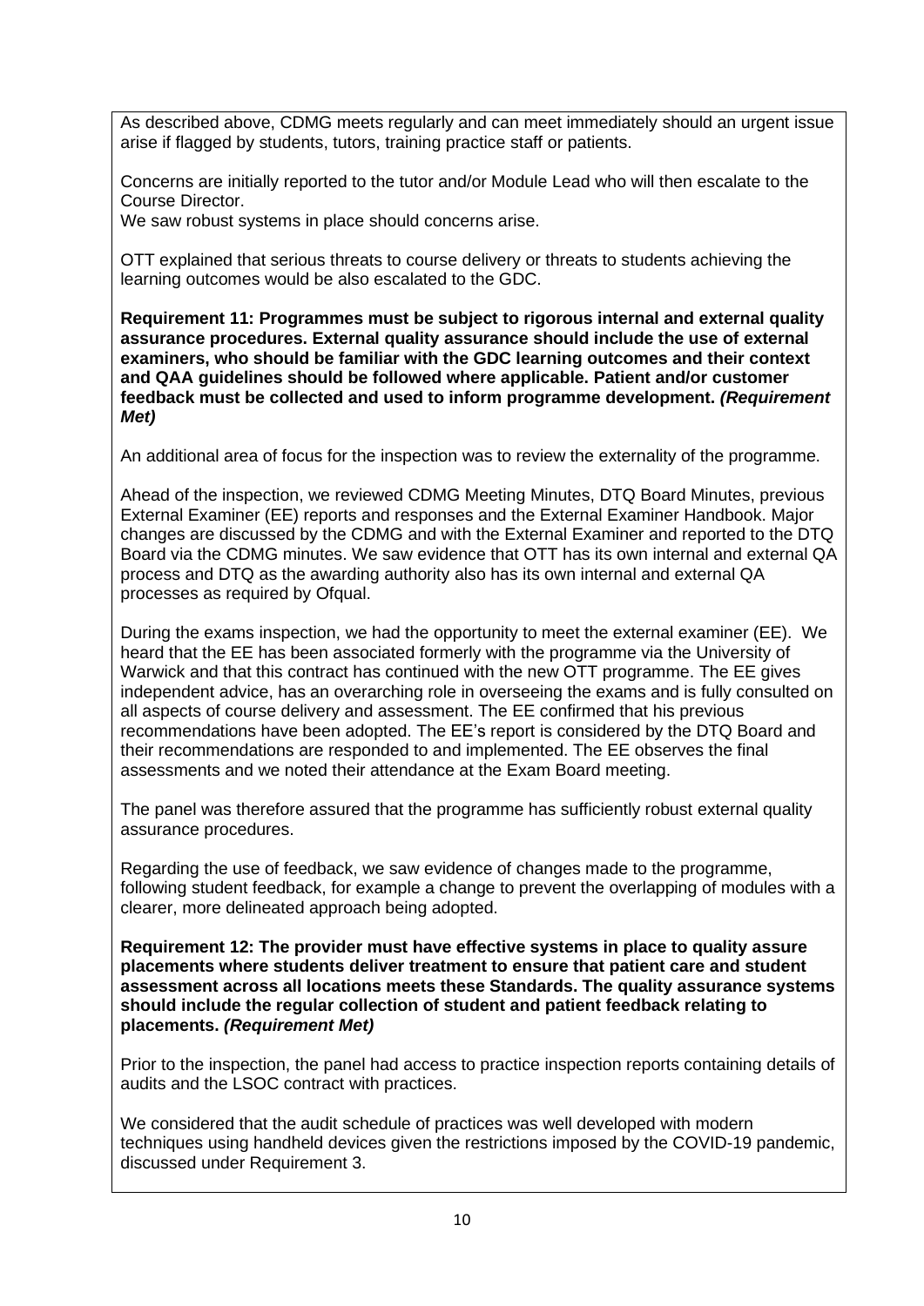As described above, CDMG meets regularly and can meet immediately should an urgent issue arise if flagged by students, tutors, training practice staff or patients.

Concerns are initially reported to the tutor and/or Module Lead who will then escalate to the Course Director.
We saw robust systems in place should concerns arise.

OTT explained that serious threats to course delivery or threats to students achieving the learning outcomes would be also escalated to the GDC.

**Requirement 11: Programmes must be subject to rigorous internal and external quality assurance procedures. External quality assurance should include the use of external examiners, who should be familiar with the GDC learning outcomes and their context and QAA guidelines should be followed where applicable. Patient and/or customer feedback must be collected and used to inform programme development. *(Requirement Met)***

An additional area of focus for the inspection was to review the externality of the programme.

Ahead of the inspection, we reviewed CDMG Meeting Minutes, DTQ Board Minutes, previous External Examiner (EE) reports and responses and the External Examiner Handbook. Major changes are discussed by the CDMG and with the External Examiner and reported to the DTQ Board via the CDMG minutes. We saw evidence that OTT has its own internal and external QA process and DTQ as the awarding authority also has its own internal and external QA processes as required by Ofqual.

During the exams inspection, we had the opportunity to meet the external examiner (EE). We heard that the EE has been associated formerly with the programme via the University of Warwick and that this contract has continued with the new OTT programme. The EE gives independent advice, has an overarching role in overseeing the exams and is fully consulted on all aspects of course delivery and assessment. The EE confirmed that his previous recommendations have been adopted. The EE's report is considered by the DTQ Board and their recommendations are responded to and implemented. The EE observes the final assessments and we noted their attendance at the Exam Board meeting.

The panel was therefore assured that the programme has sufficiently robust external quality assurance procedures.

Regarding the use of feedback, we saw evidence of changes made to the programme, following student feedback, for example a change to prevent the overlapping of modules with a clearer, more delineated approach being adopted.

**Requirement 12: The provider must have effective systems in place to quality assure placements where students deliver treatment to ensure that patient care and student assessment across all locations meets these Standards. The quality assurance systems should include the regular collection of student and patient feedback relating to placements. *(Requirement Met)***

Prior to the inspection, the panel had access to practice inspection reports containing details of audits and the LSOC contract with practices.

We considered that the audit schedule of practices was well developed with modern techniques using handheld devices given the restrictions imposed by the COVID-19 pandemic, discussed under Requirement 3.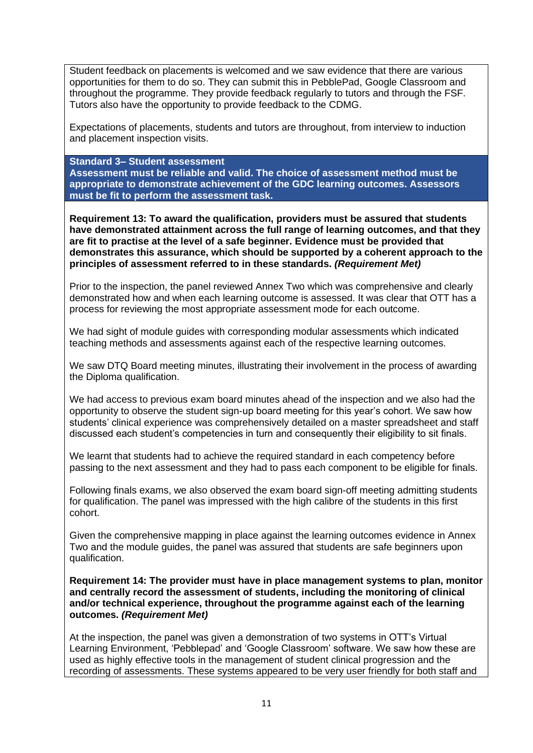Student feedback on placements is welcomed and we saw evidence that there are various opportunities for them to do so. They can submit this in PebblePad, Google Classroom and throughout the programme. They provide feedback regularly to tutors and through the FSF. Tutors also have the opportunity to provide feedback to the CDMG.

Expectations of placements, students and tutors are throughout, from interview to induction and placement inspection visits.

**Standard 3– Student assessment**
**Assessment must be reliable and valid. The choice of assessment method must be appropriate to demonstrate achievement of the GDC learning outcomes. Assessors must be fit to perform the assessment task.**

**Requirement 13: To award the qualification, providers must be assured that students have demonstrated attainment across the full range of learning outcomes, and that they are fit to practise at the level of a safe beginner. Evidence must be provided that demonstrates this assurance, which should be supported by a coherent approach to the principles of assessment referred to in these standards. *(Requirement Met)***

Prior to the inspection, the panel reviewed Annex Two which was comprehensive and clearly demonstrated how and when each learning outcome is assessed. It was clear that OTT has a process for reviewing the most appropriate assessment mode for each outcome.

We had sight of module guides with corresponding modular assessments which indicated teaching methods and assessments against each of the respective learning outcomes.

We saw DTQ Board meeting minutes, illustrating their involvement in the process of awarding the Diploma qualification.

We had access to previous exam board minutes ahead of the inspection and we also had the opportunity to observe the student sign-up board meeting for this year's cohort. We saw how students' clinical experience was comprehensively detailed on a master spreadsheet and staff discussed each student's competencies in turn and consequently their eligibility to sit finals.

We learnt that students had to achieve the required standard in each competency before passing to the next assessment and they had to pass each component to be eligible for finals.

Following finals exams, we also observed the exam board sign-off meeting admitting students for qualification. The panel was impressed with the high calibre of the students in this first cohort.

Given the comprehensive mapping in place against the learning outcomes evidence in Annex Two and the module guides, the panel was assured that students are safe beginners upon qualification.

**Requirement 14: The provider must have in place management systems to plan, monitor and centrally record the assessment of students, including the monitoring of clinical and/or technical experience, throughout the programme against each of the learning outcomes. *(Requirement Met)***

At the inspection, the panel was given a demonstration of two systems in OTT's Virtual Learning Environment, 'Pebblepad' and 'Google Classroom' software. We saw how these are used as highly effective tools in the management of student clinical progression and the recording of assessments. These systems appeared to be very user friendly for both staff and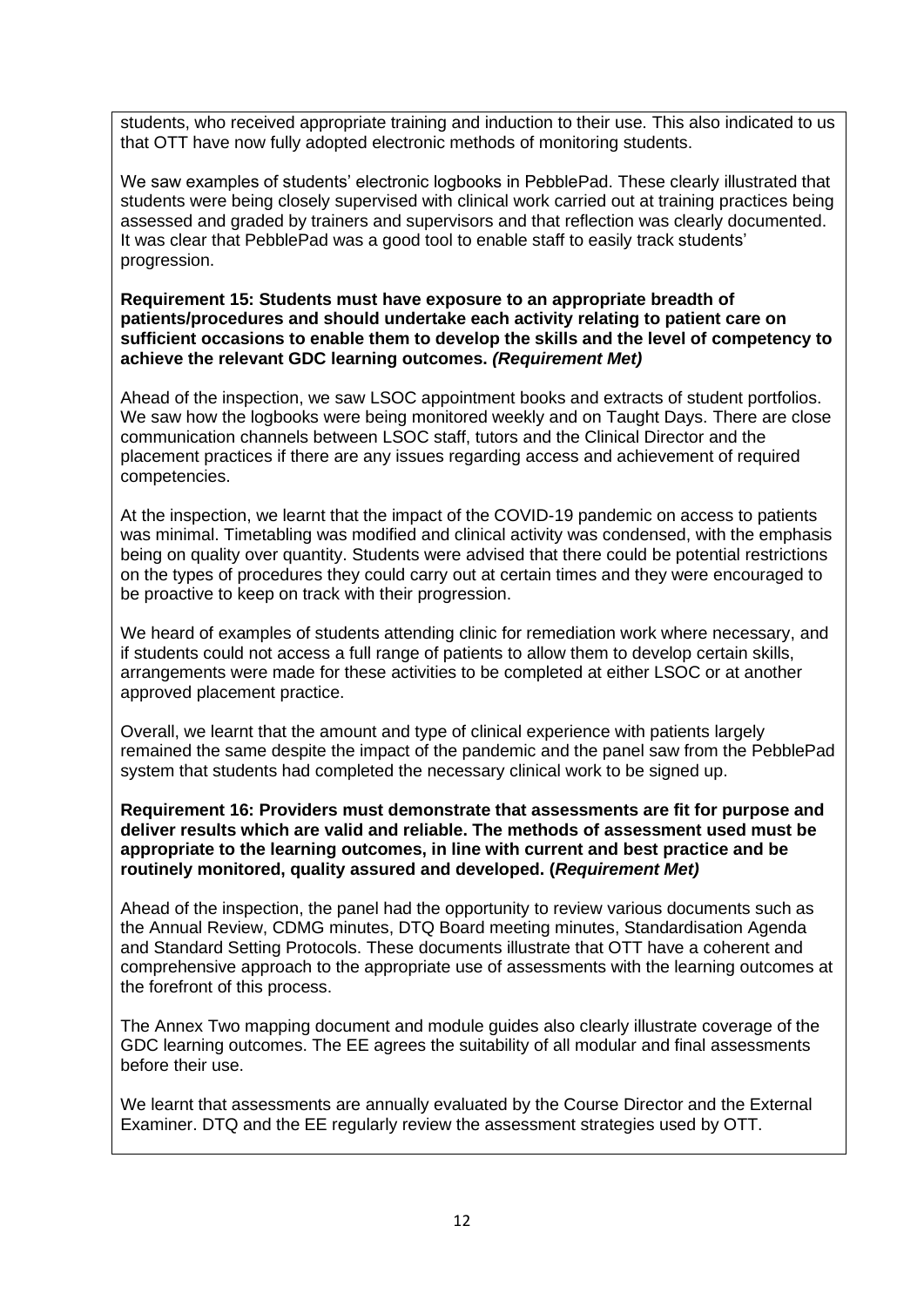students, who received appropriate training and induction to their use. This also indicated to us that OTT have now fully adopted electronic methods of monitoring students.

We saw examples of students' electronic logbooks in PebblePad. These clearly illustrated that students were being closely supervised with clinical work carried out at training practices being assessed and graded by trainers and supervisors and that reflection was clearly documented. It was clear that PebblePad was a good tool to enable staff to easily track students' progression.

**Requirement 15: Students must have exposure to an appropriate breadth of patients/procedures and should undertake each activity relating to patient care on sufficient occasions to enable them to develop the skills and the level of competency to achieve the relevant GDC learning outcomes. *(Requirement Met)***

Ahead of the inspection, we saw LSOC appointment books and extracts of student portfolios. We saw how the logbooks were being monitored weekly and on Taught Days. There are close communication channels between LSOC staff, tutors and the Clinical Director and the placement practices if there are any issues regarding access and achievement of required competencies.

At the inspection, we learnt that the impact of the COVID-19 pandemic on access to patients was minimal. Timetabling was modified and clinical activity was condensed, with the emphasis being on quality over quantity. Students were advised that there could be potential restrictions on the types of procedures they could carry out at certain times and they were encouraged to be proactive to keep on track with their progression.

We heard of examples of students attending clinic for remediation work where necessary, and if students could not access a full range of patients to allow them to develop certain skills, arrangements were made for these activities to be completed at either LSOC or at another approved placement practice.

Overall, we learnt that the amount and type of clinical experience with patients largely remained the same despite the impact of the pandemic and the panel saw from the PebblePad system that students had completed the necessary clinical work to be signed up.

**Requirement 16: Providers must demonstrate that assessments are fit for purpose and deliver results which are valid and reliable. The methods of assessment used must be appropriate to the learning outcomes, in line with current and best practice and be routinely monitored, quality assured and developed. (*Requirement Met)***

Ahead of the inspection, the panel had the opportunity to review various documents such as the Annual Review, CDMG minutes, DTQ Board meeting minutes, Standardisation Agenda and Standard Setting Protocols. These documents illustrate that OTT have a coherent and comprehensive approach to the appropriate use of assessments with the learning outcomes at the forefront of this process.

The Annex Two mapping document and module guides also clearly illustrate coverage of the GDC learning outcomes. The EE agrees the suitability of all modular and final assessments before their use.

We learnt that assessments are annually evaluated by the Course Director and the External Examiner. DTQ and the EE regularly review the assessment strategies used by OTT.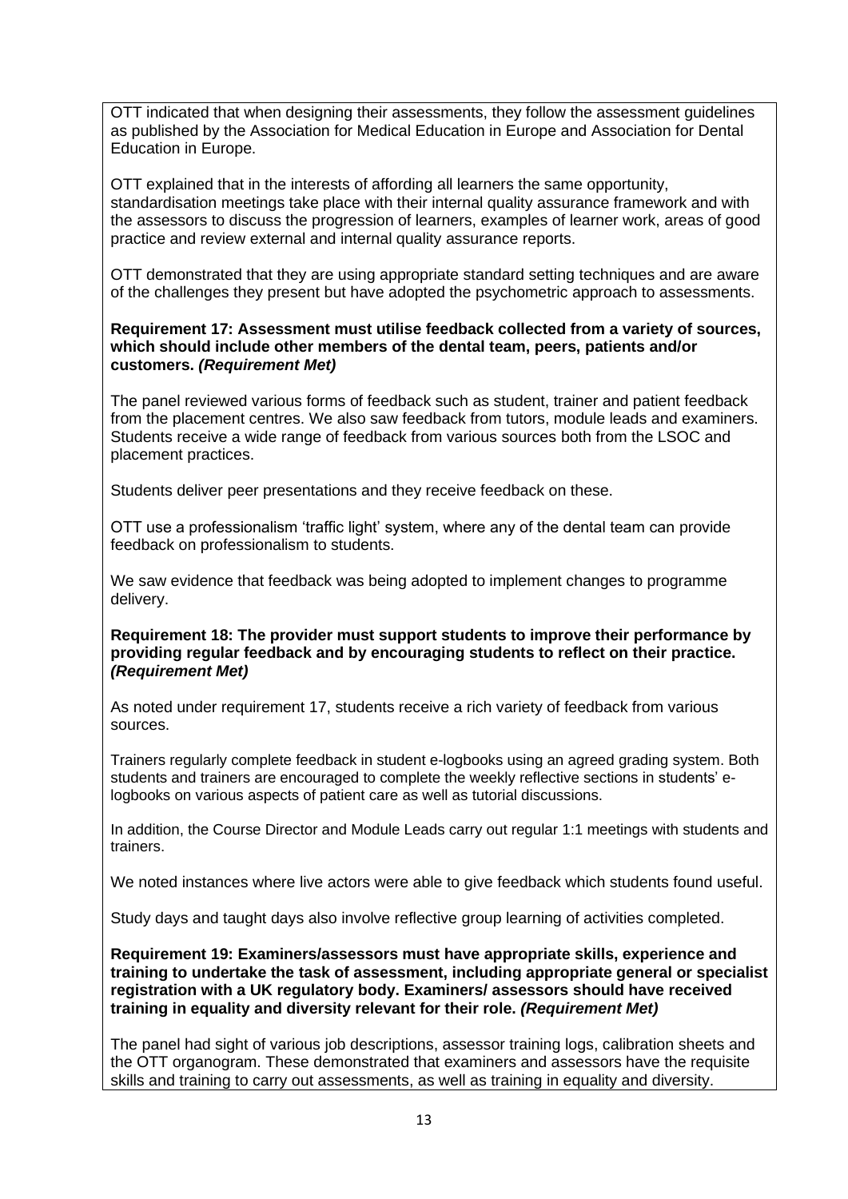OTT indicated that when designing their assessments, they follow the assessment guidelines as published by the Association for Medical Education in Europe and Association for Dental Education in Europe.

OTT explained that in the interests of affording all learners the same opportunity, standardisation meetings take place with their internal quality assurance framework and with the assessors to discuss the progression of learners, examples of learner work, areas of good practice and review external and internal quality assurance reports.

OTT demonstrated that they are using appropriate standard setting techniques and are aware of the challenges they present but have adopted the psychometric approach to assessments.

**Requirement 17: Assessment must utilise feedback collected from a variety of sources, which should include other members of the dental team, peers, patients and/or customers.** ***(Requirement Met)***

The panel reviewed various forms of feedback such as student, trainer and patient feedback from the placement centres. We also saw feedback from tutors, module leads and examiners. Students receive a wide range of feedback from various sources both from the LSOC and placement practices.

Students deliver peer presentations and they receive feedback on these.

OTT use a professionalism 'traffic light' system, where any of the dental team can provide feedback on professionalism to students.

We saw evidence that feedback was being adopted to implement changes to programme delivery.

**Requirement 18: The provider must support students to improve their performance by providing regular feedback and by encouraging students to reflect on their practice.** ***(Requirement Met)***

As noted under requirement 17, students receive a rich variety of feedback from various sources.

Trainers regularly complete feedback in student e-logbooks using an agreed grading system. Both students and trainers are encouraged to complete the weekly reflective sections in students' e-logbooks on various aspects of patient care as well as tutorial discussions.

In addition, the Course Director and Module Leads carry out regular 1:1 meetings with students and trainers.

We noted instances where live actors were able to give feedback which students found useful.

Study days and taught days also involve reflective group learning of activities completed.

**Requirement 19: Examiners/assessors must have appropriate skills, experience and training to undertake the task of assessment, including appropriate general or specialist registration with a UK regulatory body. Examiners/ assessors should have received training in equality and diversity relevant for their role.** ***(Requirement Met)***

The panel had sight of various job descriptions, assessor training logs, calibration sheets and the OTT organogram. These demonstrated that examiners and assessors have the requisite skills and training to carry out assessments, as well as training in equality and diversity.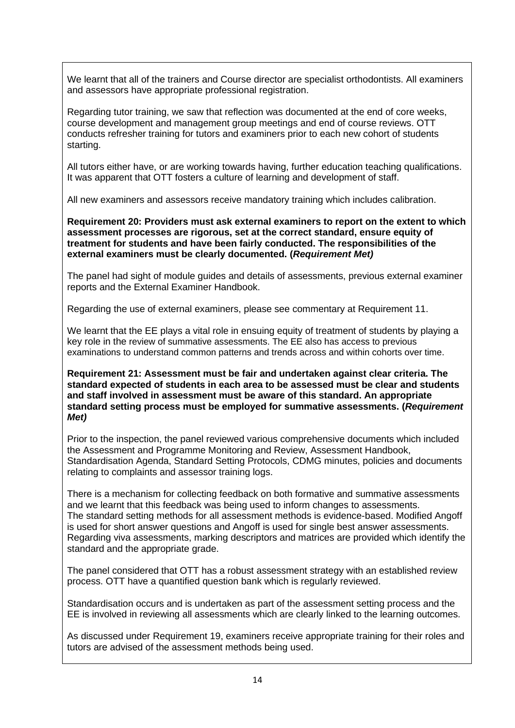We learnt that all of the trainers and Course director are specialist orthodontists. All examiners and assessors have appropriate professional registration.

Regarding tutor training, we saw that reflection was documented at the end of core weeks, course development and management group meetings and end of course reviews. OTT conducts refresher training for tutors and examiners prior to each new cohort of students starting.

All tutors either have, or are working towards having, further education teaching qualifications. It was apparent that OTT fosters a culture of learning and development of staff.

All new examiners and assessors receive mandatory training which includes calibration.

**Requirement 20: Providers must ask external examiners to report on the extent to which assessment processes are rigorous, set at the correct standard, ensure equity of treatment for students and have been fairly conducted. The responsibilities of the external examiners must be clearly documented. (*Requirement Met)***

The panel had sight of module guides and details of assessments, previous external examiner reports and the External Examiner Handbook.

Regarding the use of external examiners, please see commentary at Requirement 11.

We learnt that the EE plays a vital role in ensuing equity of treatment of students by playing a key role in the review of summative assessments. The EE also has access to previous examinations to understand common patterns and trends across and within cohorts over time.

**Requirement 21: Assessment must be fair and undertaken against clear criteria. The standard expected of students in each area to be assessed must be clear and students and staff involved in assessment must be aware of this standard. An appropriate standard setting process must be employed for summative assessments. (*Requirement Met)***

Prior to the inspection, the panel reviewed various comprehensive documents which included the Assessment and Programme Monitoring and Review, Assessment Handbook, Standardisation Agenda, Standard Setting Protocols, CDMG minutes, policies and documents relating to complaints and assessor training logs.

There is a mechanism for collecting feedback on both formative and summative assessments and we learnt that this feedback was being used to inform changes to assessments. The standard setting methods for all assessment methods is evidence-based. Modified Angoff is used for short answer questions and Angoff is used for single best answer assessments. Regarding viva assessments, marking descriptors and matrices are provided which identify the standard and the appropriate grade.

The panel considered that OTT has a robust assessment strategy with an established review process. OTT have a quantified question bank which is regularly reviewed.

Standardisation occurs and is undertaken as part of the assessment setting process and the EE is involved in reviewing all assessments which are clearly linked to the learning outcomes.

As discussed under Requirement 19, examiners receive appropriate training for their roles and tutors are advised of the assessment methods being used.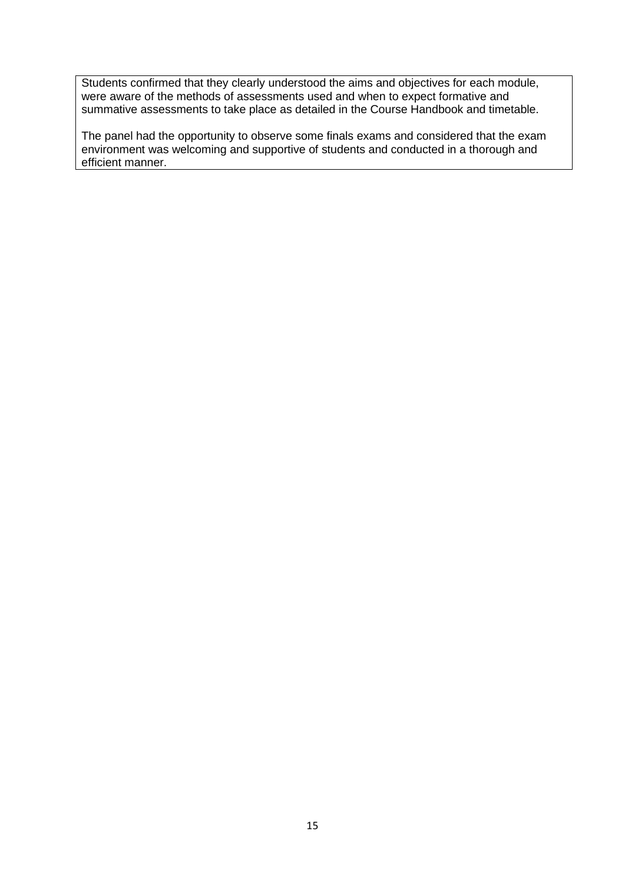Students confirmed that they clearly understood the aims and objectives for each module, were aware of the methods of assessments used and when to expect formative and summative assessments to take place as detailed in the Course Handbook and timetable.

The panel had the opportunity to observe some finals exams and considered that the exam environment was welcoming and supportive of students and conducted in a thorough and efficient manner.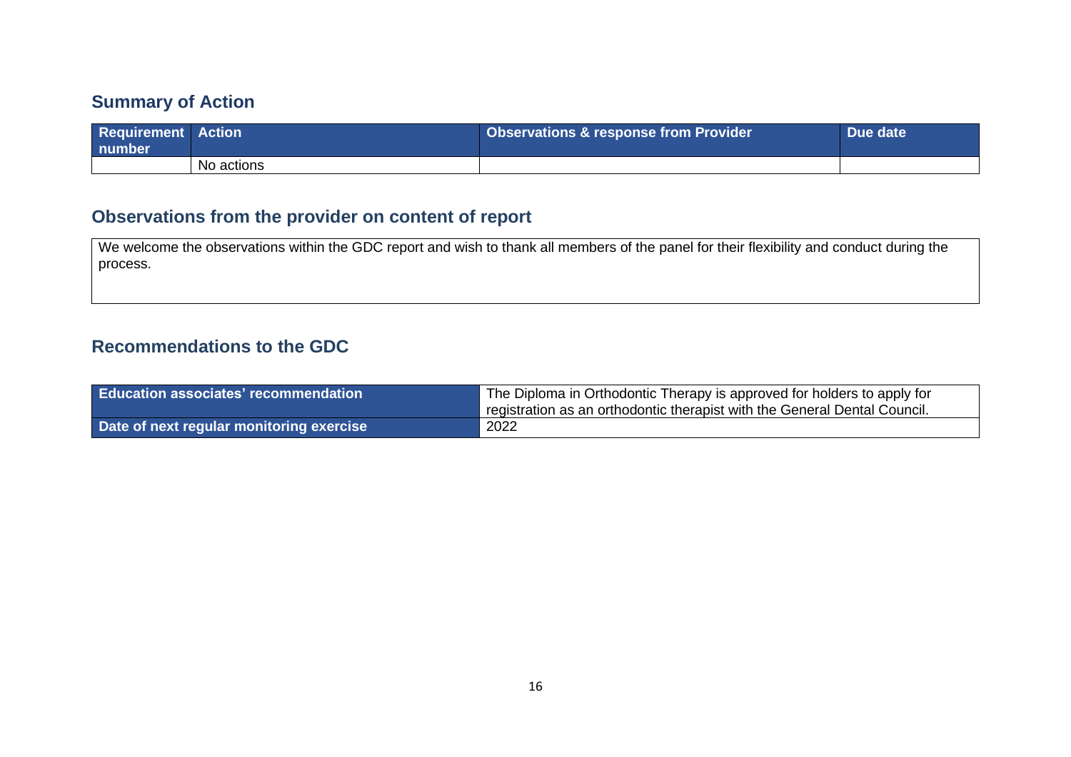## Summary of Action

| Requirement number | Action | Observations & response from Provider | Due date |
|---|---|---|---|
| | No actions | | |

## Observations from the provider on content of report

We welcome the observations within the GDC report and wish to thank all members of the panel for their flexibility and conduct during the process.

## Recommendations to the GDC

| Education associates' recommendation | The Diploma in Orthodontic Therapy is approved for holders to apply for registration as an orthodontic therapist with the General Dental Council. |
|---|---|
| Date of next regular monitoring exercise | 2022 |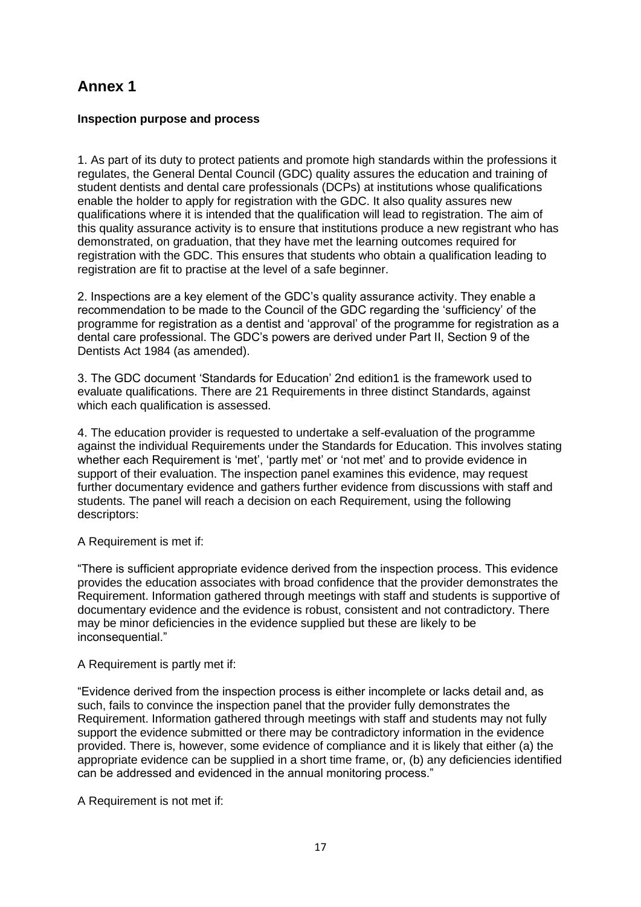# Annex 1

**Inspection purpose and process**

1. As part of its duty to protect patients and promote high standards within the professions it regulates, the General Dental Council (GDC) quality assures the education and training of student dentists and dental care professionals (DCPs) at institutions whose qualifications enable the holder to apply for registration with the GDC. It also quality assures new qualifications where it is intended that the qualification will lead to registration. The aim of this quality assurance activity is to ensure that institutions produce a new registrant who has demonstrated, on graduation, that they have met the learning outcomes required for registration with the GDC. This ensures that students who obtain a qualification leading to registration are fit to practise at the level of a safe beginner.

2. Inspections are a key element of the GDC's quality assurance activity. They enable a recommendation to be made to the Council of the GDC regarding the 'sufficiency' of the programme for registration as a dentist and 'approval' of the programme for registration as a dental care professional. The GDC's powers are derived under Part II, Section 9 of the Dentists Act 1984 (as amended).

3. The GDC document 'Standards for Education' 2nd edition[1] is the framework used to evaluate qualifications. There are 21 Requirements in three distinct Standards, against which each qualification is assessed.

4. The education provider is requested to undertake a self-evaluation of the programme against the individual Requirements under the Standards for Education. This involves stating whether each Requirement is 'met', 'partly met' or 'not met' and to provide evidence in support of their evaluation. The inspection panel examines this evidence, may request further documentary evidence and gathers further evidence from discussions with staff and students. The panel will reach a decision on each Requirement, using the following descriptors:

A Requirement is met if:

"There is sufficient appropriate evidence derived from the inspection process. This evidence provides the education associates with broad confidence that the provider demonstrates the Requirement. Information gathered through meetings with staff and students is supportive of documentary evidence and the evidence is robust, consistent and not contradictory. There may be minor deficiencies in the evidence supplied but these are likely to be inconsequential."

A Requirement is partly met if:

"Evidence derived from the inspection process is either incomplete or lacks detail and, as such, fails to convince the inspection panel that the provider fully demonstrates the Requirement. Information gathered through meetings with staff and students may not fully support the evidence submitted or there may be contradictory information in the evidence provided. There is, however, some evidence of compliance and it is likely that either (a) the appropriate evidence can be supplied in a short time frame, or, (b) any deficiencies identified can be addressed and evidenced in the annual monitoring process."

A Requirement is not met if: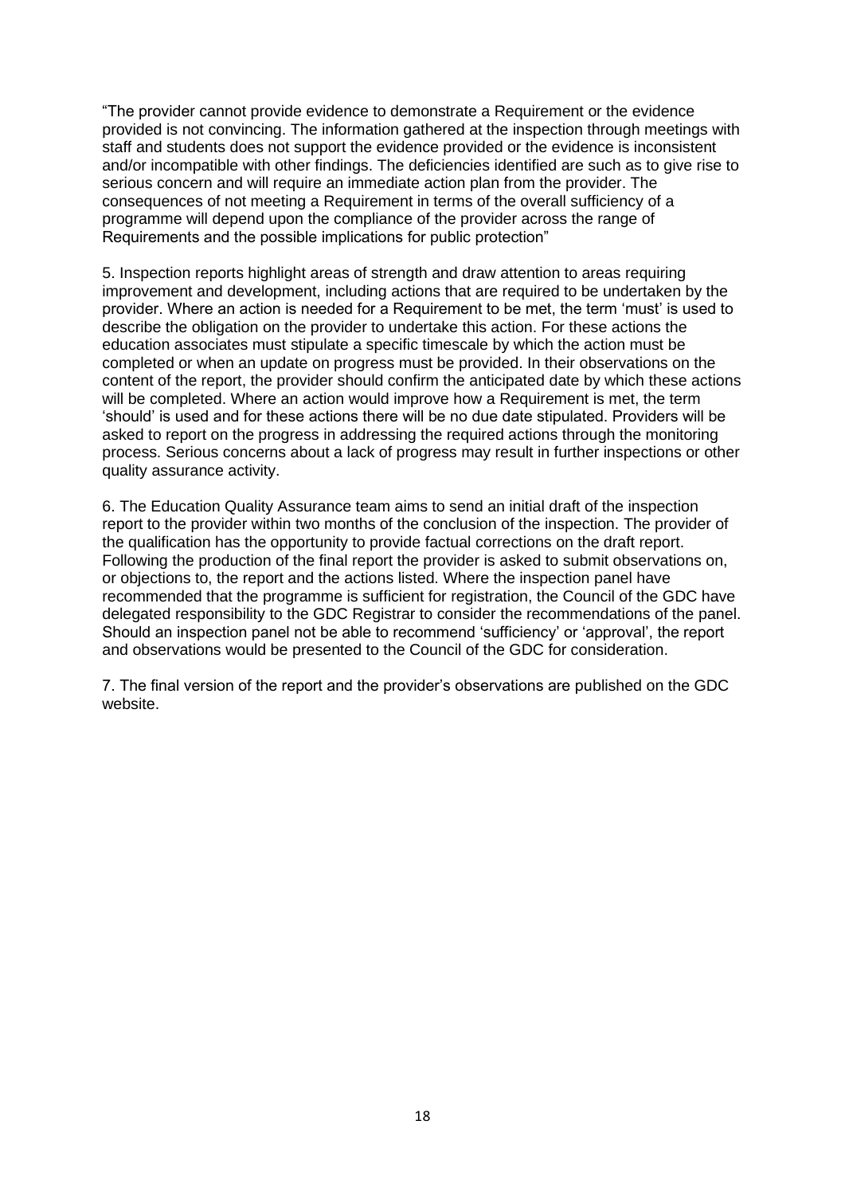"The provider cannot provide evidence to demonstrate a Requirement or the evidence provided is not convincing. The information gathered at the inspection through meetings with staff and students does not support the evidence provided or the evidence is inconsistent and/or incompatible with other findings. The deficiencies identified are such as to give rise to serious concern and will require an immediate action plan from the provider. The consequences of not meeting a Requirement in terms of the overall sufficiency of a programme will depend upon the compliance of the provider across the range of Requirements and the possible implications for public protection"

5. Inspection reports highlight areas of strength and draw attention to areas requiring improvement and development, including actions that are required to be undertaken by the provider. Where an action is needed for a Requirement to be met, the term 'must' is used to describe the obligation on the provider to undertake this action. For these actions the education associates must stipulate a specific timescale by which the action must be completed or when an update on progress must be provided. In their observations on the content of the report, the provider should confirm the anticipated date by which these actions will be completed. Where an action would improve how a Requirement is met, the term 'should' is used and for these actions there will be no due date stipulated. Providers will be asked to report on the progress in addressing the required actions through the monitoring process. Serious concerns about a lack of progress may result in further inspections or other quality assurance activity.

6. The Education Quality Assurance team aims to send an initial draft of the inspection report to the provider within two months of the conclusion of the inspection. The provider of the qualification has the opportunity to provide factual corrections on the draft report. Following the production of the final report the provider is asked to submit observations on, or objections to, the report and the actions listed. Where the inspection panel have recommended that the programme is sufficient for registration, the Council of the GDC have delegated responsibility to the GDC Registrar to consider the recommendations of the panel. Should an inspection panel not be able to recommend 'sufficiency' or 'approval', the report and observations would be presented to the Council of the GDC for consideration.

7. The final version of the report and the provider's observations are published on the GDC website.